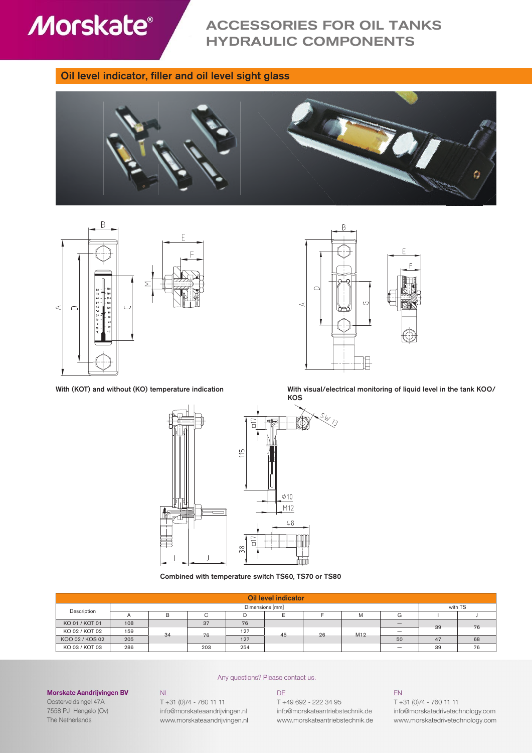# ACCESSORIES FOR OIL TANKS
# HYDRAULIC COMPONENTS

## Oil level indicator, filler and oil level sight glass

With (KOT) and without (KO) temperature indication

With visual/electrical monitoring of liquid level in the tank KOO/KOS

Combined with temperature switch TS60, TS70 or TS80

| Description | Dimensions [mm] | | | | | | | | with TS | |
|---|---|---|---|---|---|---|---|---|---|---|
| | A | B | C | D | E | F | M | G | I | J |
| KO 01 / KOT 01 | 108 | 34 | 37 | 76 | 45 | 26 | M12 | — | 39 | 76 |
| KO 02 / KOT 02 | 159 | 34 | 76 | 127 | 45 | 26 | M12 | — | 39 | 76 |
| KOO 02 / KOS 02 | 205 | 34 | 76 | 127 | 45 | 26 | M12 | 50 | 47 | 68 |
| KO 03 / KOT 03 | 286 | 34 | 203 | 254 | 45 | 26 | M12 | — | 39 | 76 |

Any questions? Please contact us.

**Morskate Aandrijvingen BV**
Oosterveldsingel 47A
7558 PJ Hengelo (Ov)
The Netherlands

NL
T +31 (0)74 - 760 11 11
info@morskateaandrijvingen.nl
www.morskateaandrijvingen.nl

DE
T +49 692 - 222 34 95
info@morskateantriebstechnik.de
www.morskateantriebstechnik.de

EN
T +31 (0)74 - 760 11 11
info@morskatedrivetechnology.com
www.morskatedrivetechnology.com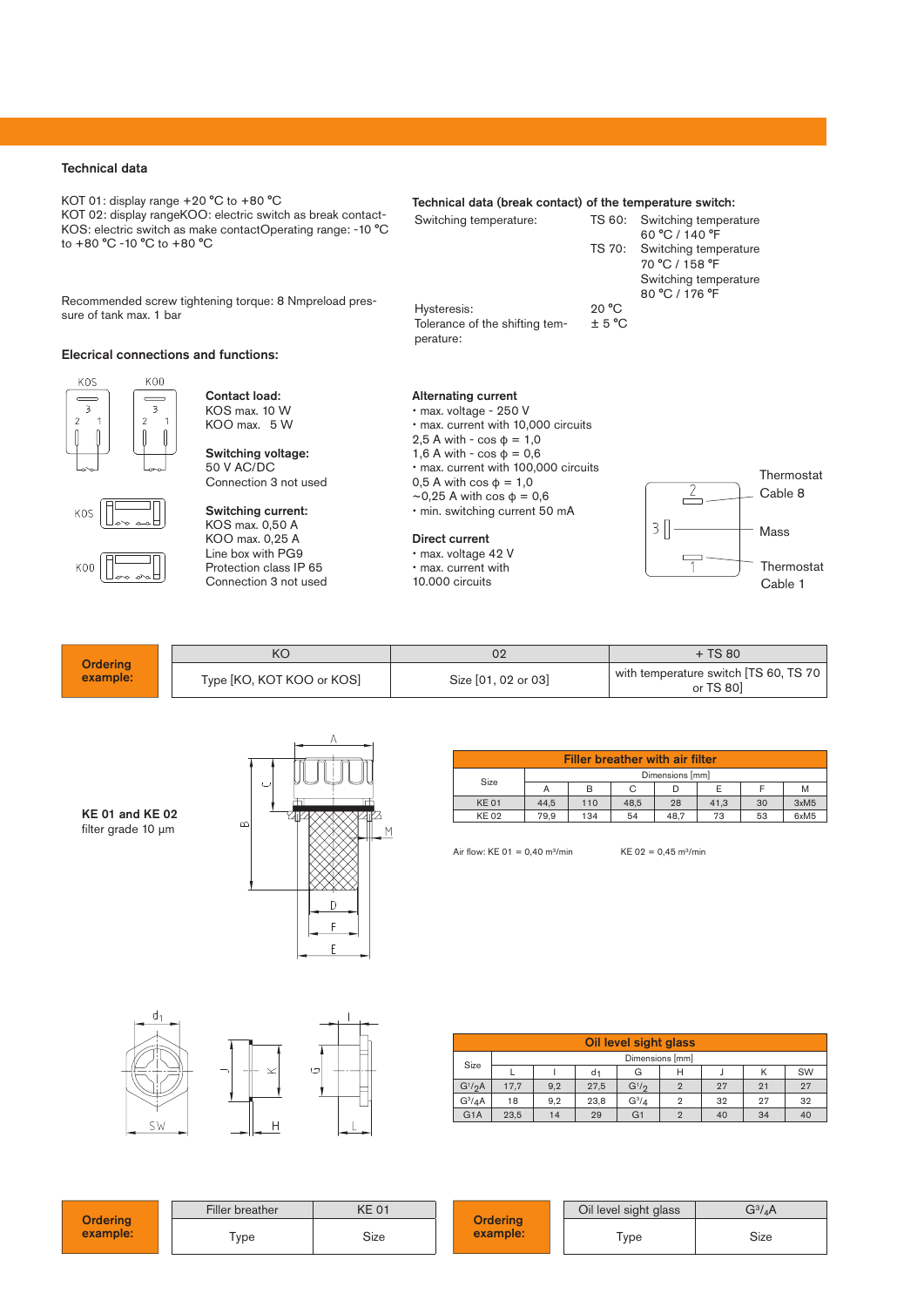## Technical data

KOT 01: display range +20 °C to +80 °C
KOT 02: display rangeKOO: electric switch as break contact-KOS: electric switch as make contactOperating range: -10 °C to +80 °C -10 °C to +80 °C

Recommended screw tightening torque: 8 Nmpreload pressure of tank max. 1 bar

### Elecrical connections and functions:

KOS KOO

3 2 1

KOS

KOO

**Contact load:**
KOS max. 10 W
KOO max. 5 W

**Switching voltage:**
50 V AC/DC
Connection 3 not used

**Switching current:**
KOS max. 0,50 A
KOO max. 0,25 A
Line box with PG9
Protection class IP 65
Connection 3 not used

### Technical data (break contact) of the temperature switch:

| | | |
|---|---|---|
| Switching temperature: | TS 60: | Switching temperature 60 °C / 140 °F |
| | TS 70: | Switching temperature 70 °C / 158 °F |
| | | Switching temperature 80 °C / 176 °F |
| Hysteresis: | 20 °C | |
| Tolerance of the shifting temperature: | ± 5 °C | |

**Alternating current**
- max. voltage - 250 V
- max. current with 10,000 circuits

2,5 A with - cos ϕ = 1,0
1,6 A with - cos ϕ = 0,6
- max. current with 100,000 circuits

0,5 A with cos ϕ = 1,0
~0,25 A with cos ϕ = 0,6
- min. switching current 50 mA

**Direct current**
- max. voltage 42 V
- max. current with 10.000 circuits

2
3
1

Thermostat Cable 8

Mass

Thermostat Cable 1

| Ordering example: | KO | 02 | + TS 80 |
|---|---|---|---|
| | Type [KO, KOT KOO or KOS] | Size [01, 02 or 03] | with temperature switch [TS 60, TS 70 or TS 80] |

**KE 01 and KE 02**
filter grade 10 µm

A
C
B
M
D
F
E

| Filler breather with air filter | | | | | | | |
|---|---|---|---|---|---|---|---|
| Size | Dimensions [mm] | | | | | | |
| | A | B | C | D | E | F | M |
| KE 01 | 44,5 | 110 | 48,5 | 28 | 41,3 | 30 | 3xM5 |
| KE 02 | 79,9 | 134 | 54 | 48,7 | 73 | 53 | 6xM5 |

Air flow: KE 01 = 0,40 m³/min KE 02 = 0,45 m³/min

$d_1$
SW
J
K
H
G
I
L

| Oil level sight glass | | | | | | | | |
|---|---|---|---|---|---|---|---|---|
| Size | Dimensions [mm] | | | | | | | |
| | L | I | $d_1$ | G | H | J | K | SW |
| G¹/₂A | 17,7 | 9,2 | 27,5 | G¹/₂ | 2 | 27 | 21 | 27 |
| G³/₄A | 18 | 9,2 | 23,8 | G³/₄ | 2 | 32 | 27 | 32 |
| G1A | 23,5 | 14 | 29 | G1 | 2 | 40 | 34 | 40 |

| Ordering example: | Filler breather | KE 01 |
|---|---|---|
| | Type | Size |

| Ordering example: | Oil level sight glass | G³/₄A |
|---|---|---|
| | Type | Size |